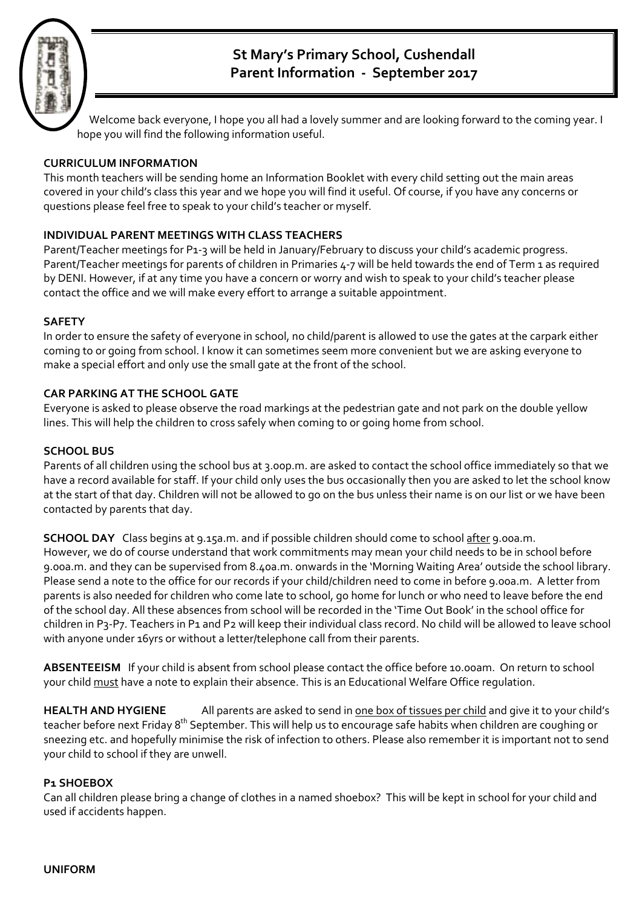# St Mary's Primary School, Cushendall
## Parent Information - September 2017

Welcome back everyone, I hope you all had a lovely summer and are looking forward to the coming year. I hope you will find the following information useful.

**CURRICULUM INFORMATION**

This month teachers will be sending home an Information Booklet with every child setting out the main areas covered in your child's class this year and we hope you will find it useful. Of course, if you have any concerns or questions please feel free to speak to your child's teacher or myself.

**INDIVIDUAL PARENT MEETINGS WITH CLASS TEACHERS**

Parent/Teacher meetings for P1-3 will be held in January/February to discuss your child's academic progress. Parent/Teacher meetings for parents of children in Primaries 4-7 will be held towards the end of Term 1 as required by DENI. However, if at any time you have a concern or worry and wish to speak to your child's teacher please contact the office and we will make every effort to arrange a suitable appointment.

**SAFETY**

In order to ensure the safety of everyone in school, no child/parent is allowed to use the gates at the carpark either coming to or going from school. I know it can sometimes seem more convenient but we are asking everyone to make a special effort and only use the small gate at the front of the school.

**CAR PARKING AT THE SCHOOL GATE**

Everyone is asked to please observe the road markings at the pedestrian gate and not park on the double yellow lines. This will help the children to cross safely when coming to or going home from school.

**SCHOOL BUS**

Parents of all children using the school bus at 3.00p.m. are asked to contact the school office immediately so that we have a record available for staff. If your child only uses the bus occasionally then you are asked to let the school know at the start of that day. Children will not be allowed to go on the bus unless their name is on our list or we have been contacted by parents that day.

**SCHOOL DAY** Class begins at 9.15a.m. and if possible children should come to school <u>after</u> 9.00a.m. However, we do of course understand that work commitments may mean your child needs to be in school before 9.00a.m. and they can be supervised from 8.40a.m. onwards in the 'Morning Waiting Area' outside the school library. Please send a note to the office for our records if your child/children need to come in before 9.00a.m. A letter from parents is also needed for children who come late to school, go home for lunch or who need to leave before the end of the school day. All these absences from school will be recorded in the 'Time Out Book' in the school office for children in P3-P7. Teachers in P1 and P2 will keep their individual class record. No child will be allowed to leave school with anyone under 16yrs or without a letter/telephone call from their parents.

**ABSENTEEISM** If your child is absent from school please contact the office before 10.00am. On return to school your child <u>must</u> have a note to explain their absence. This is an Educational Welfare Office regulation.

**HEALTH AND HYGIENE** All parents are asked to send in <u>one box of tissues per child</u> and give it to your child's teacher before next Friday 8th September. This will help us to encourage safe habits when children are coughing or sneezing etc. and hopefully minimise the risk of infection to others. Please also remember it is important not to send your child to school if they are unwell.

**P1 SHOEBOX**

Can all children please bring a change of clothes in a named shoebox? This will be kept in school for your child and used if accidents happen.

**UNIFORM**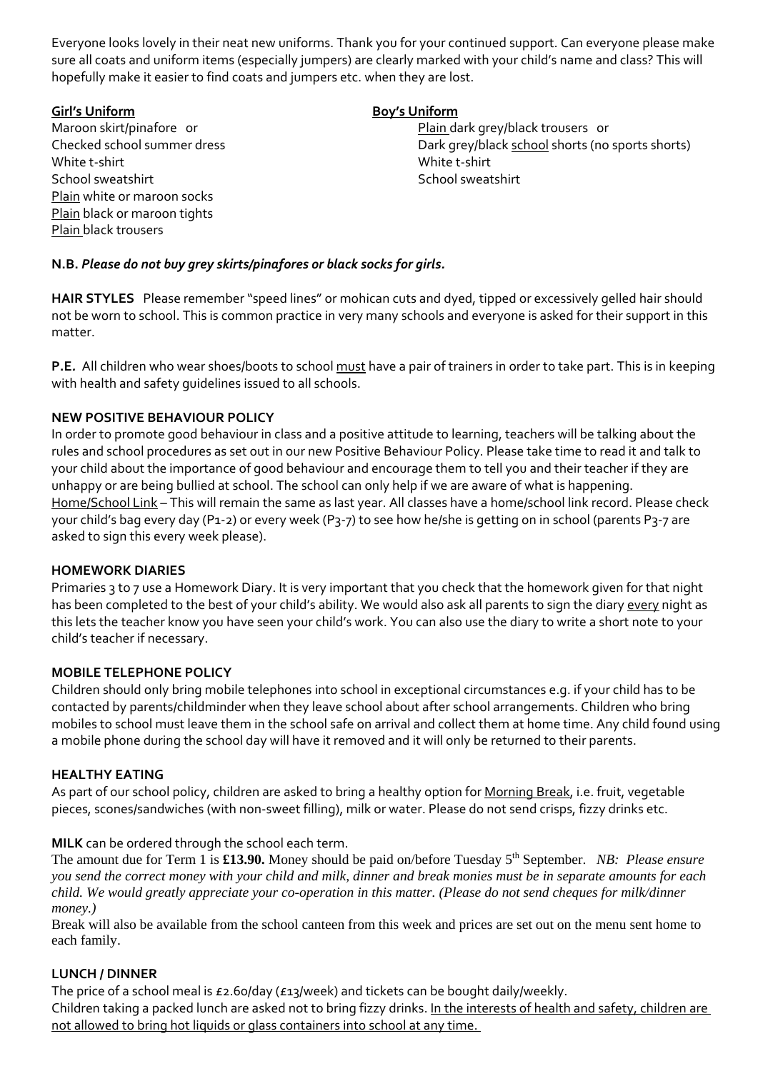Everyone looks lovely in their neat new uniforms. Thank you for your continued support. Can everyone please make sure all coats and uniform items (especially jumpers) are clearly marked with your child's name and class? This will hopefully make it easier to find coats and jumpers etc. when they are lost.

**Girl's Uniform**

Maroon skirt/pinafore or
Checked school summer dress
White t-shirt
School sweatshirt
Plain white or maroon socks
Plain black or maroon tights
Plain black trousers

**Boy's Uniform**

Plain dark grey/black trousers or
Dark grey/black school shorts (no sports shorts)
White t-shirt
School sweatshirt

**N.B.** ***Please do not buy grey skirts/pinafores or black socks for girls.***

**HAIR STYLES** Please remember "speed lines" or mohican cuts and dyed, tipped or excessively gelled hair should not be worn to school. This is common practice in very many schools and everyone is asked for their support in this matter.

**P.E.** All children who wear shoes/boots to school must have a pair of trainers in order to take part. This is in keeping with health and safety guidelines issued to all schools.

**NEW POSITIVE BEHAVIOUR POLICY**

In order to promote good behaviour in class and a positive attitude to learning, teachers will be talking about the rules and school procedures as set out in our new Positive Behaviour Policy. Please take time to read it and talk to your child about the importance of good behaviour and encourage them to tell you and their teacher if they are unhappy or are being bullied at school. The school can only help if we are aware of what is happening.

Home/School Link – This will remain the same as last year. All classes have a home/school link record. Please check your child's bag every day (P1-2) or every week (P3-7) to see how he/she is getting on in school (parents P3-7 are asked to sign this every week please).

**HOMEWORK DIARIES**

Primaries 3 to 7 use a Homework Diary. It is very important that you check that the homework given for that night has been completed to the best of your child's ability. We would also ask all parents to sign the diary every night as this lets the teacher know you have seen your child's work. You can also use the diary to write a short note to your child's teacher if necessary.

**MOBILE TELEPHONE POLICY**

Children should only bring mobile telephones into school in exceptional circumstances e.g. if your child has to be contacted by parents/childminder when they leave school about after school arrangements. Children who bring mobiles to school must leave them in the school safe on arrival and collect them at home time. Any child found using a mobile phone during the school day will have it removed and it will only be returned to their parents.

**HEALTHY EATING**

As part of our school policy, children are asked to bring a healthy option for Morning Break, i.e. fruit, vegetable pieces, scones/sandwiches (with non-sweet filling), milk or water. Please do not send crisps, fizzy drinks etc.

**MILK** can be ordered through the school each term.

The amount due for Term 1 is **£13.90.** Money should be paid on/before Tuesday 5th September. *NB: Please ensure you send the correct money with your child and milk, dinner and break monies must be in separate amounts for each child. We would greatly appreciate your co-operation in this matter. (Please do not send cheques for milk/dinner money.)*

Break will also be available from the school canteen from this week and prices are set out on the menu sent home to each family.

**LUNCH / DINNER**

The price of a school meal is £2.60/day (£13/week) and tickets can be bought daily/weekly.

Children taking a packed lunch are asked not to bring fizzy drinks. In the interests of health and safety, children are not allowed to bring hot liquids or glass containers into school at any time.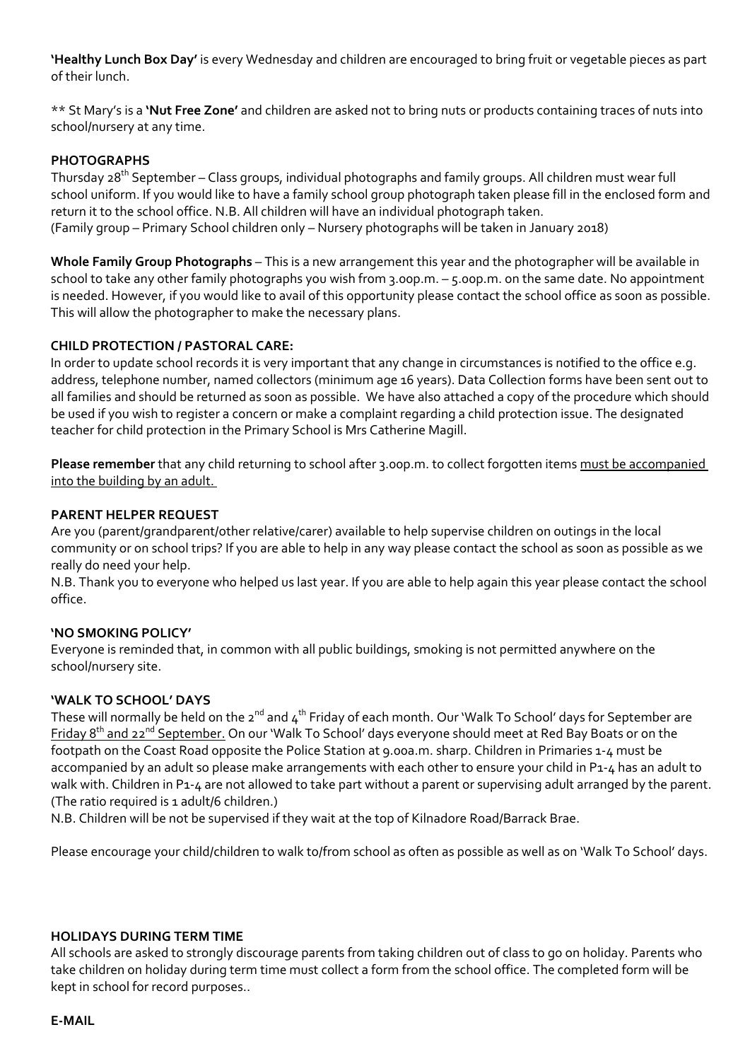**'Healthy Lunch Box Day'** is every Wednesday and children are encouraged to bring fruit or vegetable pieces as part of their lunch.

** St Mary's is a **'Nut Free Zone'** and children are asked not to bring nuts or products containing traces of nuts into school/nursery at any time.

**PHOTOGRAPHS**

Thursday 28th September – Class groups, individual photographs and family groups. All children must wear full school uniform. If you would like to have a family school group photograph taken please fill in the enclosed form and return it to the school office. N.B. All children will have an individual photograph taken.
(Family group – Primary School children only – Nursery photographs will be taken in January 2018)

**Whole Family Group Photographs** – This is a new arrangement this year and the photographer will be available in school to take any other family photographs you wish from 3.00p.m. – 5.00p.m. on the same date. No appointment is needed. However, if you would like to avail of this opportunity please contact the school office as soon as possible. This will allow the photographer to make the necessary plans.

**CHILD PROTECTION / PASTORAL CARE:**

In order to update school records it is very important that any change in circumstances is notified to the office e.g. address, telephone number, named collectors (minimum age 16 years). Data Collection forms have been sent out to all families and should be returned as soon as possible. We have also attached a copy of the procedure which should be used if you wish to register a concern or make a complaint regarding a child protection issue. The designated teacher for child protection in the Primary School is Mrs Catherine Magill.

**Please remember** that any child returning to school after 3.00p.m. to collect forgotten items <u>must be accompanied into the building by an adult.</u>

**PARENT HELPER REQUEST**

Are you (parent/grandparent/other relative/carer) available to help supervise children on outings in the local community or on school trips? If you are able to help in any way please contact the school as soon as possible as we really do need your help.

N.B. Thank you to everyone who helped us last year. If you are able to help again this year please contact the school office.

**'NO SMOKING POLICY'**

Everyone is reminded that, in common with all public buildings, smoking is not permitted anywhere on the school/nursery site.

**'WALK TO SCHOOL' DAYS**

These will normally be held on the 2nd and 4th Friday of each month. Our 'Walk To School' days for September are <u>Friday 8th and 22nd September.</u> On our 'Walk To School' days everyone should meet at Red Bay Boats or on the footpath on the Coast Road opposite the Police Station at 9.00a.m. sharp. Children in Primaries 1-4 must be accompanied by an adult so please make arrangements with each other to ensure your child in P1-4 has an adult to walk with. Children in P1-4 are not allowed to take part without a parent or supervising adult arranged by the parent. (The ratio required is 1 adult/6 children.)

N.B. Children will be not be supervised if they wait at the top of Kilnadore Road/Barrack Brae.

Please encourage your child/children to walk to/from school as often as possible as well as on 'Walk To School' days.

**HOLIDAYS DURING TERM TIME**

All schools are asked to strongly discourage parents from taking children out of class to go on holiday. Parents who take children on holiday during term time must collect a form from the school office. The completed form will be kept in school for record purposes..

**E-MAIL**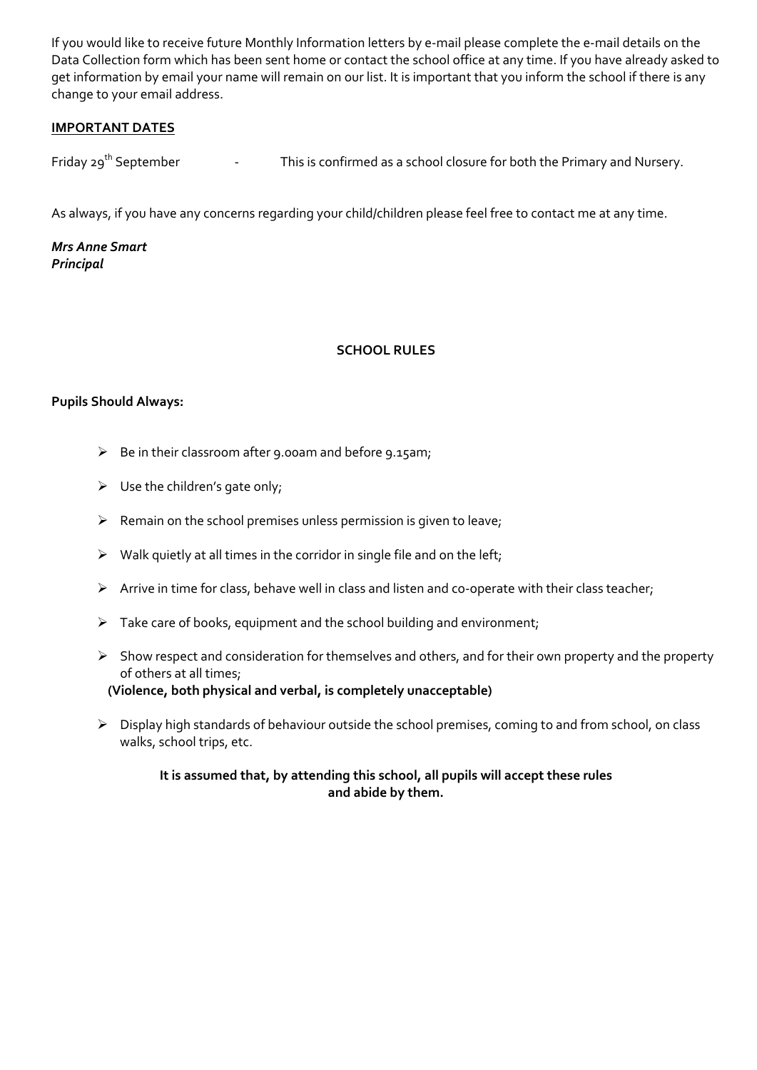If you would like to receive future Monthly Information letters by e-mail please complete the e-mail details on the Data Collection form which has been sent home or contact the school office at any time. If you have already asked to get information by email your name will remain on our list. It is important that you inform the school if there is any change to your email address.

**IMPORTANT DATES**

Friday 29th September - This is confirmed as a school closure for both the Primary and Nursery.

As always, if you have any concerns regarding your child/children please feel free to contact me at any time.

***Mrs Anne Smart***
***Principal***

## SCHOOL RULES

**Pupils Should Always:**

- Be in their classroom after 9.00am and before 9.15am;
- Use the children's gate only;
- Remain on the school premises unless permission is given to leave;
- Walk quietly at all times in the corridor in single file and on the left;
- Arrive in time for class, behave well in class and listen and co-operate with their class teacher;
- Take care of books, equipment and the school building and environment;
- Show respect and consideration for themselves and others, and for their own property and the property of others at all times;
  **(Violence, both physical and verbal, is completely unacceptable)**
- Display high standards of behaviour outside the school premises, coming to and from school, on class walks, school trips, etc.

**It is assumed that, by attending this school, all pupils will accept these rules and abide by them.**